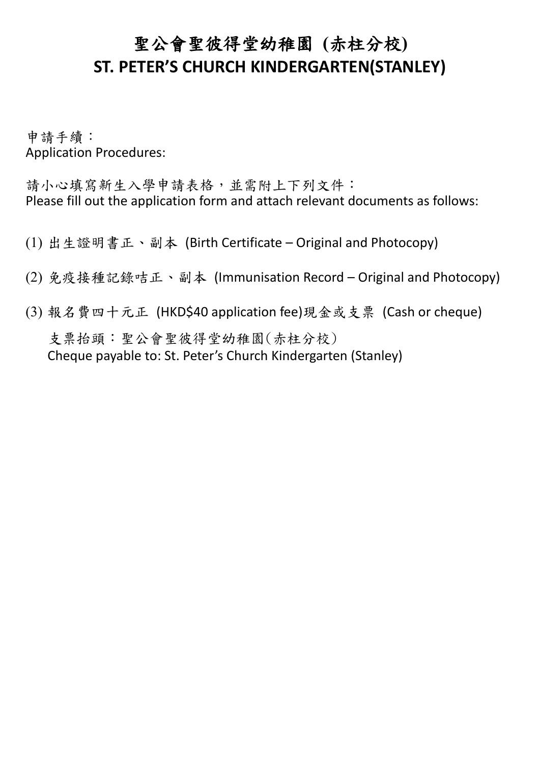# 聖公會聖彼得堂幼稚園 (赤柱分校)
# ST. PETER'S CHURCH KINDERGARTEN(STANLEY)

申請手續：
Application Procedures:

請小心填寫新生入學申請表格，並需附上下列文件：
Please fill out the application form and attach relevant documents as follows:

(1) 出生證明書正、副本 (Birth Certificate – Original and Photocopy)

(2) 免疫接種記錄咭正、副本 (Immunisation Record – Original and Photocopy)

(3) 報名費四十元正 (HKD$40 application fee)現金或支票 (Cash or cheque)

支票抬頭：聖公會聖彼得堂幼稚園(赤柱分校)
Cheque payable to: St. Peter's Church Kindergarten (Stanley)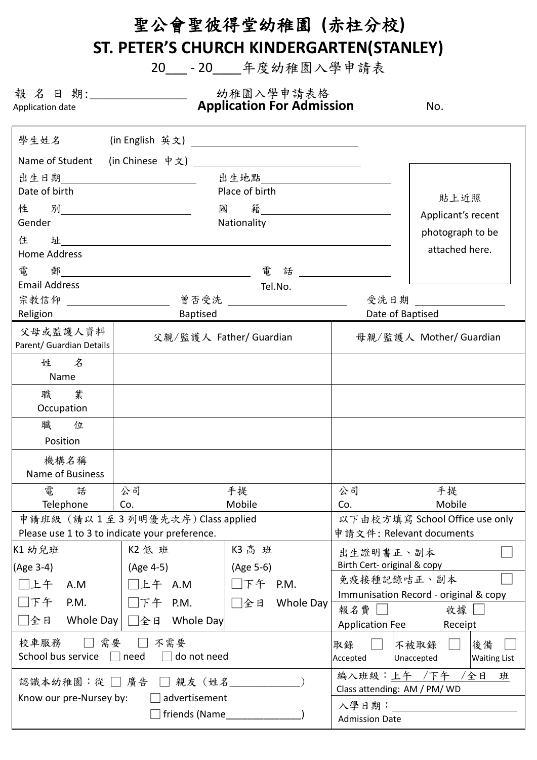# 聖公會聖彼得堂幼稚園 (赤柱分校)

# ST. PETER'S CHURCH KINDERGARTEN(STANLEY)

20___ - 20____年度幼稚園入學申請表

報 名 日 期:_______________ Application date

幼稚園入學申請表格
**Application For Admission**

No.

學生姓名 (in English 英文) ______________________________

Name of Student (in Chinese 中文) ______________________________

出生日期______________________ 出生地點__________________
Date of birth Place of birth

性 別______________________ 國 籍__________________
Gender Nationality

住 址__________________________________________________
Home Address

電 郵______________________________ 電 話 ______________
Email Address Tel.No.

宗教信仰 ______________ 曾否受洗 ______________ 受洗日期 ______________
Religion Baptised Date of Baptised

貼上近照
Applicant's recent photograph to be attached here.

| 父母或監護人資料<br>Parent/ Guardian Details | 父親/監護人 Father/ Guardian | | 母親/監護人 Mother/ Guardian | |
|---|---|---|---|---|
| 姓 名<br>Name | | | | |
| 職 業<br>Occupation | | | | |
| 職 位<br>Position | | | | |
| 機構名稱<br>Name of Business | | | | |
| 電 話<br>Telephone | 公司<br>Co. | 手提<br>Mobile | 公司<br>Co. | 手提<br>Mobile |

申請班級 (請以 1 至 3 列明優先次序) Class applied
Please use 1 to 3 to indicate your preference.

| K1 幼兒班<br>(Age 3-4) | K2 低 班<br>(Age 4-5) | K3 高 班<br>(Age 5-6) |
|---|---|---|
| ☐上午 A.M | ☐上午 A.M | ☐下午 P.M. |
| ☐下午 P.M. | ☐下午 P.M. | ☐全日 Whole Day |
| ☐全日 Whole Day | ☐全日 Whole Day | |

校車服務 ☐ 需要 ☐ 不需要
School bus service ☐ need ☐ do not need

認識本幼稚園：從 ☐ 廣告 ☐ 親友 (姓名_____________)
Know our pre-Nursey by: ☐ advertisement ☐ friends (Name______________)

以下由校方填寫 School Office use only

申請文件: Relevant documents

- 出生證明書正、副本 Birth Cert- original & copy ☐
- 免疫接種記錄咭正、副本 Immunisation Record - original & copy ☐
- 報名費 ☐ Application Fee 收據 ☐ Receipt

取錄 ☐ Accepted 不被取錄 ☐ Unaccepted 後備 ☐ Waiting List

編入班級：上午 /下午 /全日 班
Class attending: AM / PM/ WD

入學日期：______________
Admission Date